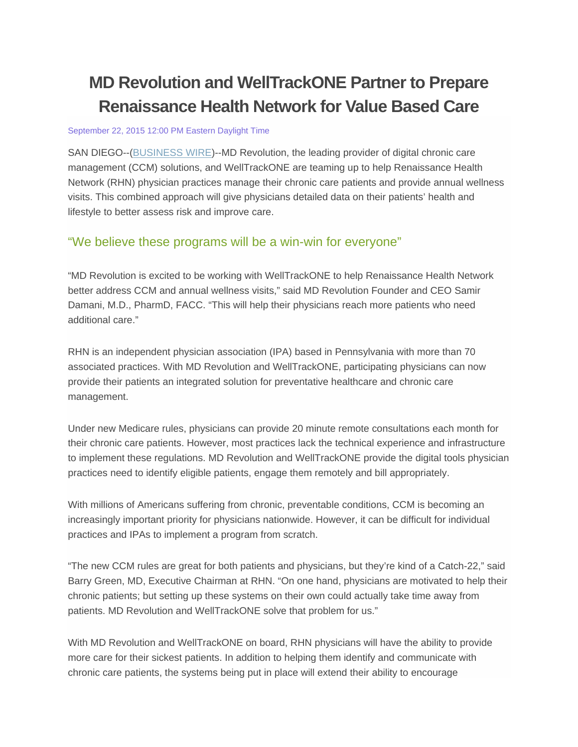# MD Revolution and WellTrackONE Partner to Prepare Renaissance Health Network for Value Based Care

September 22, 2015 12:00 PM Eastern Daylight Time

SAN DIEGO--(BUSINESS WIRE)--MD Revolution, the leading provider of digital chronic care management (CCM) solutions, and WellTrackONE are teaming up to help Renaissance Health Network (RHN) physician practices manage their chronic care patients and provide annual wellness visits. This combined approach will give physicians detailed data on their patients' health and lifestyle to better assess risk and improve care.

## "We believe these programs will be a win-win for everyone"

"MD Revolution is excited to be working with WellTrackONE to help Renaissance Health Network better address CCM and annual wellness visits," said MD Revolution Founder and CEO Samir Damani, M.D., PharmD, FACC. "This will help their physicians reach more patients who need additional care."

RHN is an independent physician association (IPA) based in Pennsylvania with more than 70 associated practices. With MD Revolution and WellTrackONE, participating physicians can now provide their patients an integrated solution for preventative healthcare and chronic care management.

Under new Medicare rules, physicians can provide 20 minute remote consultations each month for their chronic care patients. However, most practices lack the technical experience and infrastructure to implement these regulations. MD Revolution and WellTrackONE provide the digital tools physician practices need to identify eligible patients, engage them remotely and bill appropriately.

With millions of Americans suffering from chronic, preventable conditions, CCM is becoming an increasingly important priority for physicians nationwide. However, it can be difficult for individual practices and IPAs to implement a program from scratch.

"The new CCM rules are great for both patients and physicians, but they're kind of a Catch-22," said Barry Green, MD, Executive Chairman at RHN. "On one hand, physicians are motivated to help their chronic patients; but setting up these systems on their own could actually take time away from patients. MD Revolution and WellTrackONE solve that problem for us."

With MD Revolution and WellTrackONE on board, RHN physicians will have the ability to provide more care for their sickest patients. In addition to helping them identify and communicate with chronic care patients, the systems being put in place will extend their ability to encourage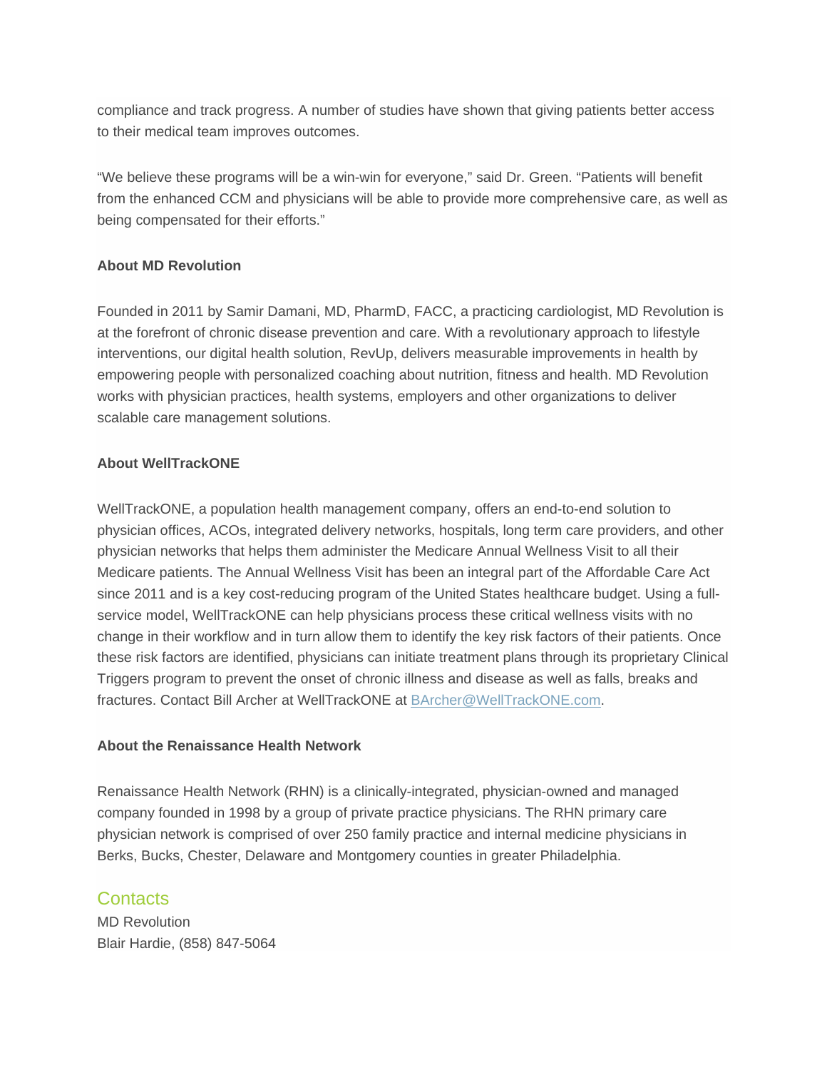compliance and track progress. A number of studies have shown that giving patients better access to their medical team improves outcomes.

“We believe these programs will be a win-win for everyone,” said Dr. Green. “Patients will benefit from the enhanced CCM and physicians will be able to provide more comprehensive care, as well as being compensated for their efforts.”

**About MD Revolution**

Founded in 2011 by Samir Damani, MD, PharmD, FACC, a practicing cardiologist, MD Revolution is at the forefront of chronic disease prevention and care. With a revolutionary approach to lifestyle interventions, our digital health solution, RevUp, delivers measurable improvements in health by empowering people with personalized coaching about nutrition, fitness and health. MD Revolution works with physician practices, health systems, employers and other organizations to deliver scalable care management solutions.

**About WellTrackONE**

WellTrackONE, a population health management company, offers an end-to-end solution to physician offices, ACOs, integrated delivery networks, hospitals, long term care providers, and other physician networks that helps them administer the Medicare Annual Wellness Visit to all their Medicare patients. The Annual Wellness Visit has been an integral part of the Affordable Care Act since 2011 and is a key cost-reducing program of the United States healthcare budget. Using a full-service model, WellTrackONE can help physicians process these critical wellness visits with no change in their workflow and in turn allow them to identify the key risk factors of their patients. Once these risk factors are identified, physicians can initiate treatment plans through its proprietary Clinical Triggers program to prevent the onset of chronic illness and disease as well as falls, breaks and fractures. Contact Bill Archer at WellTrackONE at BArcher@WellTrackONE.com.

**About the Renaissance Health Network**

Renaissance Health Network (RHN) is a clinically-integrated, physician-owned and managed company founded in 1998 by a group of private practice physicians. The RHN primary care physician network is comprised of over 250 family practice and internal medicine physicians in Berks, Bucks, Chester, Delaware and Montgomery counties in greater Philadelphia.

## Contacts

MD Revolution
Blair Hardie, (858) 847-5064